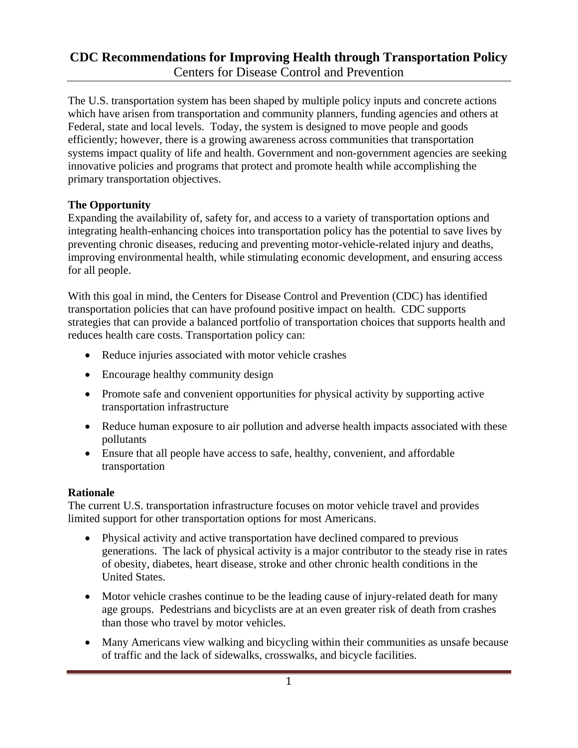# CDC Recommendations for Improving Health through Transportation Policy

Centers for Disease Control and Prevention

The U.S. transportation system has been shaped by multiple policy inputs and concrete actions which have arisen from transportation and community planners, funding agencies and others at Federal, state and local levels. Today, the system is designed to move people and goods efficiently; however, there is a growing awareness across communities that transportation systems impact quality of life and health. Government and non-government agencies are seeking innovative policies and programs that protect and promote health while accomplishing the primary transportation objectives.

**The Opportunity**

Expanding the availability of, safety for, and access to a variety of transportation options and integrating health-enhancing choices into transportation policy has the potential to save lives by preventing chronic diseases, reducing and preventing motor-vehicle-related injury and deaths, improving environmental health, while stimulating economic development, and ensuring access for all people.

With this goal in mind, the Centers for Disease Control and Prevention (CDC) has identified transportation policies that can have profound positive impact on health. CDC supports strategies that can provide a balanced portfolio of transportation choices that supports health and reduces health care costs. Transportation policy can:

- Reduce injuries associated with motor vehicle crashes
- Encourage healthy community design
- Promote safe and convenient opportunities for physical activity by supporting active transportation infrastructure
- Reduce human exposure to air pollution and adverse health impacts associated with these pollutants
- Ensure that all people have access to safe, healthy, convenient, and affordable transportation

**Rationale**

The current U.S. transportation infrastructure focuses on motor vehicle travel and provides limited support for other transportation options for most Americans.

- Physical activity and active transportation have declined compared to previous generations. The lack of physical activity is a major contributor to the steady rise in rates of obesity, diabetes, heart disease, stroke and other chronic health conditions in the United States.
- Motor vehicle crashes continue to be the leading cause of injury-related death for many age groups. Pedestrians and bicyclists are at an even greater risk of death from crashes than those who travel by motor vehicles.
- Many Americans view walking and bicycling within their communities as unsafe because of traffic and the lack of sidewalks, crosswalks, and bicycle facilities.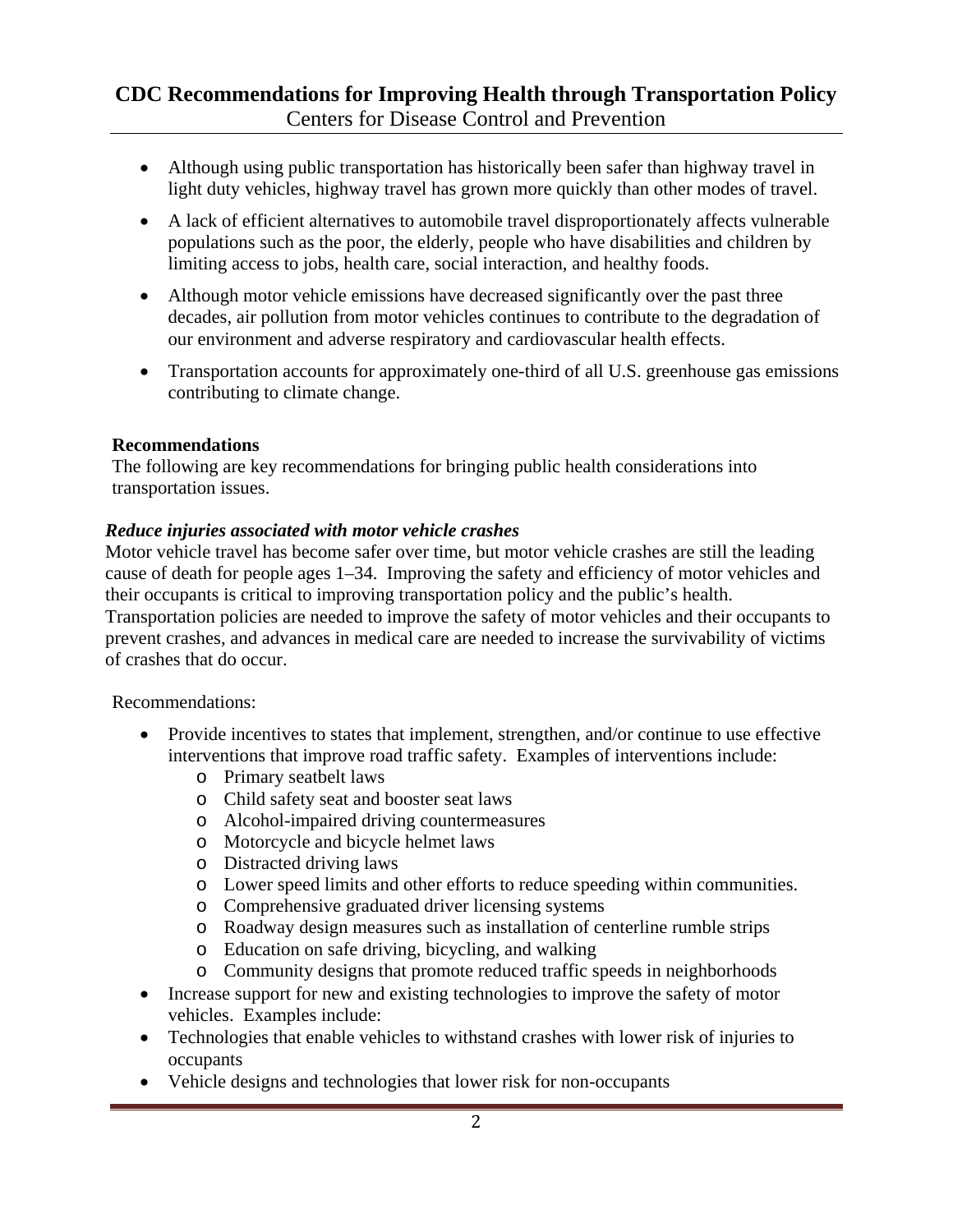- Although using public transportation has historically been safer than highway travel in light duty vehicles, highway travel has grown more quickly than other modes of travel.
- A lack of efficient alternatives to automobile travel disproportionately affects vulnerable populations such as the poor, the elderly, people who have disabilities and children by limiting access to jobs, health care, social interaction, and healthy foods.
- Although motor vehicle emissions have decreased significantly over the past three decades, air pollution from motor vehicles continues to contribute to the degradation of our environment and adverse respiratory and cardiovascular health effects.
- Transportation accounts for approximately one-third of all U.S. greenhouse gas emissions contributing to climate change.

**Recommendations**

The following are key recommendations for bringing public health considerations into transportation issues.

***Reduce injuries associated with motor vehicle crashes***

Motor vehicle travel has become safer over time, but motor vehicle crashes are still the leading cause of death for people ages 1–34. Improving the safety and efficiency of motor vehicles and their occupants is critical to improving transportation policy and the public's health. Transportation policies are needed to improve the safety of motor vehicles and their occupants to prevent crashes, and advances in medical care are needed to increase the survivability of victims of crashes that do occur.

Recommendations:

- Provide incentives to states that implement, strengthen, and/or continue to use effective interventions that improve road traffic safety. Examples of interventions include:
  - Primary seatbelt laws
  - Child safety seat and booster seat laws
  - Alcohol-impaired driving countermeasures
  - Motorcycle and bicycle helmet laws
  - Distracted driving laws
  - Lower speed limits and other efforts to reduce speeding within communities.
  - Comprehensive graduated driver licensing systems
  - Roadway design measures such as installation of centerline rumble strips
  - Education on safe driving, bicycling, and walking
  - Community designs that promote reduced traffic speeds in neighborhoods
- Increase support for new and existing technologies to improve the safety of motor vehicles. Examples include:
- Technologies that enable vehicles to withstand crashes with lower risk of injuries to occupants
- Vehicle designs and technologies that lower risk for non-occupants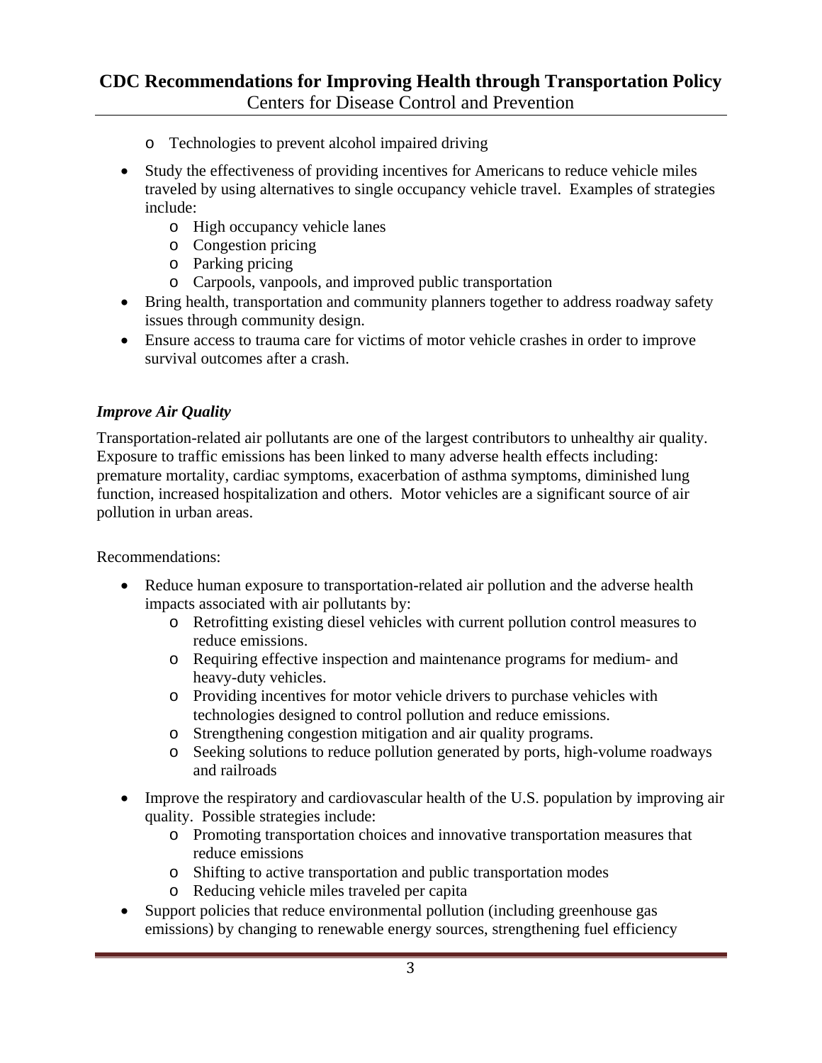- Technologies to prevent alcohol impaired driving

- Study the effectiveness of providing incentives for Americans to reduce vehicle miles traveled by using alternatives to single occupancy vehicle travel. Examples of strategies include:
    - High occupancy vehicle lanes
    - Congestion pricing
    - Parking pricing
    - Carpools, vanpools, and improved public transportation
- Bring health, transportation and community planners together to address roadway safety issues through community design.
- Ensure access to trauma care for victims of motor vehicle crashes in order to improve survival outcomes after a crash.

### *Improve Air Quality*

Transportation-related air pollutants are one of the largest contributors to unhealthy air quality. Exposure to traffic emissions has been linked to many adverse health effects including: premature mortality, cardiac symptoms, exacerbation of asthma symptoms, diminished lung function, increased hospitalization and others. Motor vehicles are a significant source of air pollution in urban areas.

Recommendations:

- Reduce human exposure to transportation-related air pollution and the adverse health impacts associated with air pollutants by:
    - Retrofitting existing diesel vehicles with current pollution control measures to reduce emissions.
    - Requiring effective inspection and maintenance programs for medium- and heavy-duty vehicles.
    - Providing incentives for motor vehicle drivers to purchase vehicles with technologies designed to control pollution and reduce emissions.
    - Strengthening congestion mitigation and air quality programs.
    - Seeking solutions to reduce pollution generated by ports, high-volume roadways and railroads

- Improve the respiratory and cardiovascular health of the U.S. population by improving air quality. Possible strategies include:
    - Promoting transportation choices and innovative transportation measures that reduce emissions
    - Shifting to active transportation and public transportation modes
    - Reducing vehicle miles traveled per capita
- Support policies that reduce environmental pollution (including greenhouse gas emissions) by changing to renewable energy sources, strengthening fuel efficiency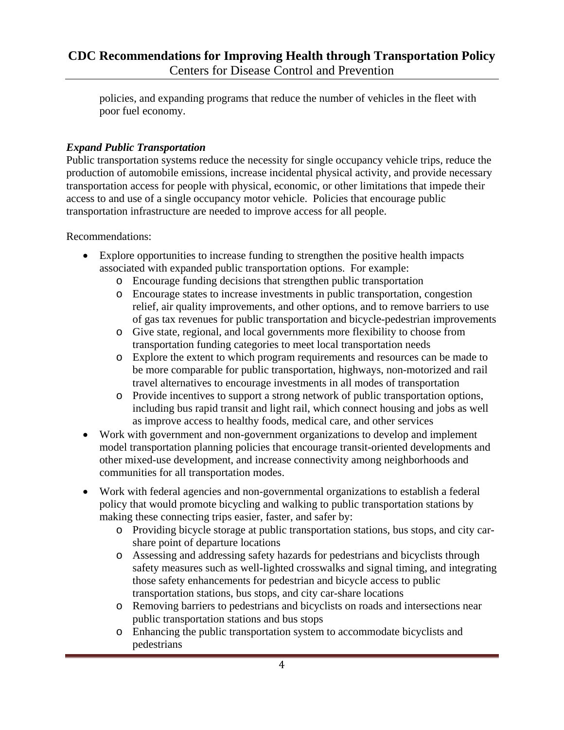policies, and expanding programs that reduce the number of vehicles in the fleet with poor fuel economy.

***Expand Public Transportation***

Public transportation systems reduce the necessity for single occupancy vehicle trips, reduce the production of automobile emissions, increase incidental physical activity, and provide necessary transportation access for people with physical, economic, or other limitations that impede their access to and use of a single occupancy motor vehicle. Policies that encourage public transportation infrastructure are needed to improve access for all people.

Recommendations:

- Explore opportunities to increase funding to strengthen the positive health impacts associated with expanded public transportation options. For example:
    - Encourage funding decisions that strengthen public transportation
    - Encourage states to increase investments in public transportation, congestion relief, air quality improvements, and other options, and to remove barriers to use of gas tax revenues for public transportation and bicycle-pedestrian improvements
    - Give state, regional, and local governments more flexibility to choose from transportation funding categories to meet local transportation needs
    - Explore the extent to which program requirements and resources can be made to be more comparable for public transportation, highways, non-motorized and rail travel alternatives to encourage investments in all modes of transportation
    - Provide incentives to support a strong network of public transportation options, including bus rapid transit and light rail, which connect housing and jobs as well as improve access to healthy foods, medical care, and other services
- Work with government and non-government organizations to develop and implement model transportation planning policies that encourage transit-oriented developments and other mixed-use development, and increase connectivity among neighborhoods and communities for all transportation modes.
- Work with federal agencies and non-governmental organizations to establish a federal policy that would promote bicycling and walking to public transportation stations by making these connecting trips easier, faster, and safer by:
    - Providing bicycle storage at public transportation stations, bus stops, and city car-share point of departure locations
    - Assessing and addressing safety hazards for pedestrians and bicyclists through safety measures such as well-lighted crosswalks and signal timing, and integrating those safety enhancements for pedestrian and bicycle access to public transportation stations, bus stops, and city car-share locations
    - Removing barriers to pedestrians and bicyclists on roads and intersections near public transportation stations and bus stops
    - Enhancing the public transportation system to accommodate bicyclists and pedestrians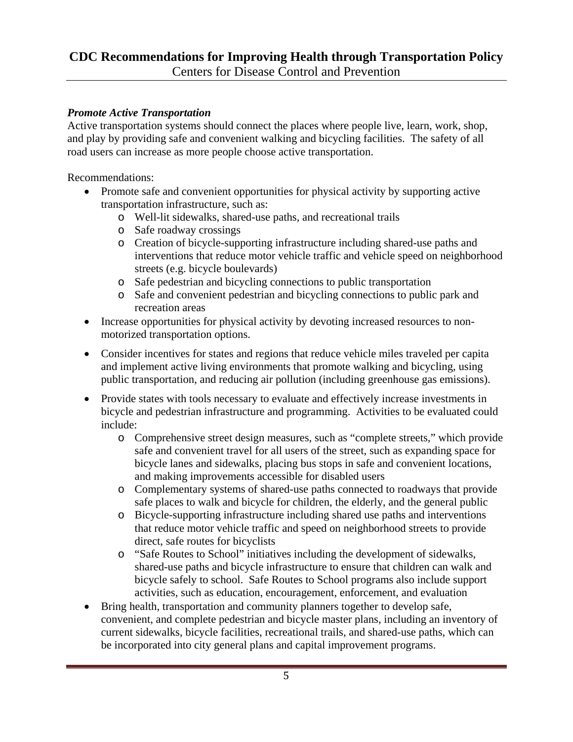***Promote Active Transportation***

Active transportation systems should connect the places where people live, learn, work, shop, and play by providing safe and convenient walking and bicycling facilities. The safety of all road users can increase as more people choose active transportation.

Recommendations:

- Promote safe and convenient opportunities for physical activity by supporting active transportation infrastructure, such as:
    - Well-lit sidewalks, shared-use paths, and recreational trails
    - Safe roadway crossings
    - Creation of bicycle-supporting infrastructure including shared-use paths and interventions that reduce motor vehicle traffic and vehicle speed on neighborhood streets (e.g. bicycle boulevards)
    - Safe pedestrian and bicycling connections to public transportation
    - Safe and convenient pedestrian and bicycling connections to public park and recreation areas
- Increase opportunities for physical activity by devoting increased resources to non-motorized transportation options.
- Consider incentives for states and regions that reduce vehicle miles traveled per capita and implement active living environments that promote walking and bicycling, using public transportation, and reducing air pollution (including greenhouse gas emissions).
- Provide states with tools necessary to evaluate and effectively increase investments in bicycle and pedestrian infrastructure and programming. Activities to be evaluated could include:
    - Comprehensive street design measures, such as "complete streets," which provide safe and convenient travel for all users of the street, such as expanding space for bicycle lanes and sidewalks, placing bus stops in safe and convenient locations, and making improvements accessible for disabled users
    - Complementary systems of shared-use paths connected to roadways that provide safe places to walk and bicycle for children, the elderly, and the general public
    - Bicycle-supporting infrastructure including shared use paths and interventions that reduce motor vehicle traffic and speed on neighborhood streets to provide direct, safe routes for bicyclists
    - "Safe Routes to School" initiatives including the development of sidewalks, shared-use paths and bicycle infrastructure to ensure that children can walk and bicycle safely to school. Safe Routes to School programs also include support activities, such as education, encouragement, enforcement, and evaluation
- Bring health, transportation and community planners together to develop safe, convenient, and complete pedestrian and bicycle master plans, including an inventory of current sidewalks, bicycle facilities, recreational trails, and shared-use paths, which can be incorporated into city general plans and capital improvement programs.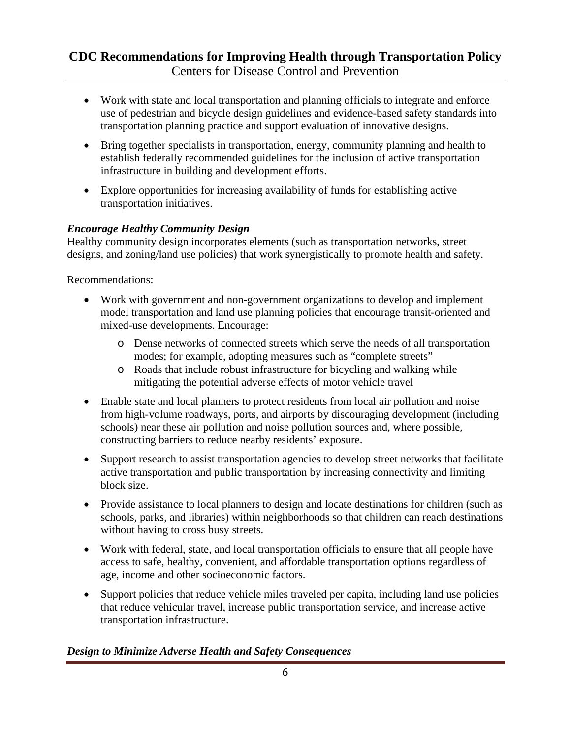- Work with state and local transportation and planning officials to integrate and enforce use of pedestrian and bicycle design guidelines and evidence-based safety standards into transportation planning practice and support evaluation of innovative designs.
- Bring together specialists in transportation, energy, community planning and health to establish federally recommended guidelines for the inclusion of active transportation infrastructure in building and development efforts.
- Explore opportunities for increasing availability of funds for establishing active transportation initiatives.

### *Encourage Healthy Community Design*

Healthy community design incorporates elements (such as transportation networks, street designs, and zoning/land use policies) that work synergistically to promote health and safety.

Recommendations:

- Work with government and non-government organizations to develop and implement model transportation and land use planning policies that encourage transit-oriented and mixed-use developments. Encourage:
  - Dense networks of connected streets which serve the needs of all transportation modes; for example, adopting measures such as "complete streets"
  - Roads that include robust infrastructure for bicycling and walking while mitigating the potential adverse effects of motor vehicle travel
- Enable state and local planners to protect residents from local air pollution and noise from high-volume roadways, ports, and airports by discouraging development (including schools) near these air pollution and noise pollution sources and, where possible, constructing barriers to reduce nearby residents' exposure.
- Support research to assist transportation agencies to develop street networks that facilitate active transportation and public transportation by increasing connectivity and limiting block size.
- Provide assistance to local planners to design and locate destinations for children (such as schools, parks, and libraries) within neighborhoods so that children can reach destinations without having to cross busy streets.
- Work with federal, state, and local transportation officials to ensure that all people have access to safe, healthy, convenient, and affordable transportation options regardless of age, income and other socioeconomic factors.
- Support policies that reduce vehicle miles traveled per capita, including land use policies that reduce vehicular travel, increase public transportation service, and increase active transportation infrastructure.

### *Design to Minimize Adverse Health and Safety Consequences*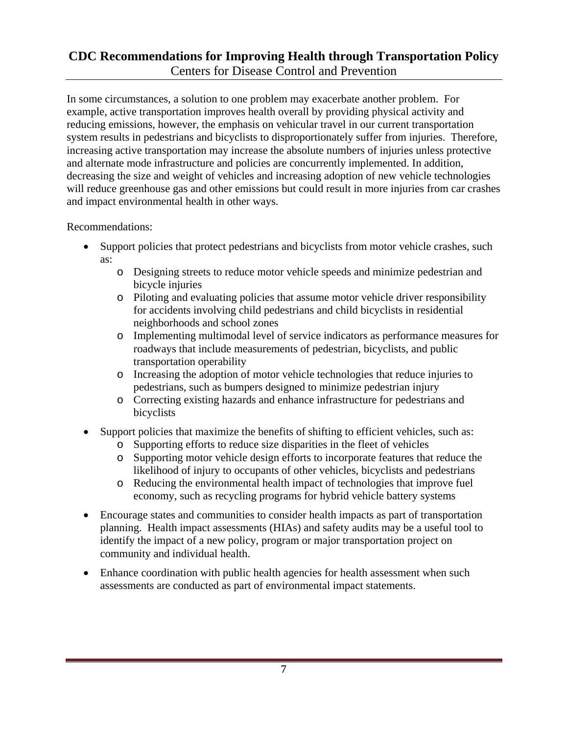In some circumstances, a solution to one problem may exacerbate another problem. For example, active transportation improves health overall by providing physical activity and reducing emissions, however, the emphasis on vehicular travel in our current transportation system results in pedestrians and bicyclists to disproportionately suffer from injuries. Therefore, increasing active transportation may increase the absolute numbers of injuries unless protective and alternate mode infrastructure and policies are concurrently implemented. In addition, decreasing the size and weight of vehicles and increasing adoption of new vehicle technologies will reduce greenhouse gas and other emissions but could result in more injuries from car crashes and impact environmental health in other ways.

Recommendations:

- Support policies that protect pedestrians and bicyclists from motor vehicle crashes, such as:
    - Designing streets to reduce motor vehicle speeds and minimize pedestrian and bicycle injuries
    - Piloting and evaluating policies that assume motor vehicle driver responsibility for accidents involving child pedestrians and child bicyclists in residential neighborhoods and school zones
    - Implementing multimodal level of service indicators as performance measures for roadways that include measurements of pedestrian, bicyclists, and public transportation operability
    - Increasing the adoption of motor vehicle technologies that reduce injuries to pedestrians, such as bumpers designed to minimize pedestrian injury
    - Correcting existing hazards and enhance infrastructure for pedestrians and bicyclists
- Support policies that maximize the benefits of shifting to efficient vehicles, such as:
    - Supporting efforts to reduce size disparities in the fleet of vehicles
    - Supporting motor vehicle design efforts to incorporate features that reduce the likelihood of injury to occupants of other vehicles, bicyclists and pedestrians
    - Reducing the environmental health impact of technologies that improve fuel economy, such as recycling programs for hybrid vehicle battery systems
- Encourage states and communities to consider health impacts as part of transportation planning. Health impact assessments (HIAs) and safety audits may be a useful tool to identify the impact of a new policy, program or major transportation project on community and individual health.
- Enhance coordination with public health agencies for health assessment when such assessments are conducted as part of environmental impact statements.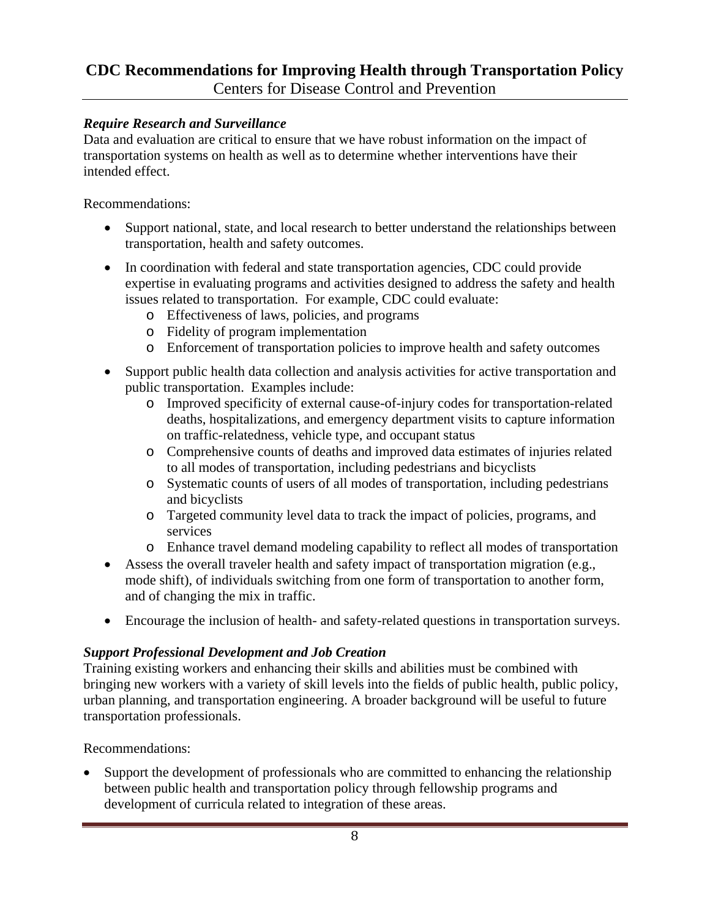### *Require Research and Surveillance*

Data and evaluation are critical to ensure that we have robust information on the impact of transportation systems on health as well as to determine whether interventions have their intended effect.

Recommendations:

- Support national, state, and local research to better understand the relationships between transportation, health and safety outcomes.
- In coordination with federal and state transportation agencies, CDC could provide expertise in evaluating programs and activities designed to address the safety and health issues related to transportation. For example, CDC could evaluate:
    - Effectiveness of laws, policies, and programs
    - Fidelity of program implementation
    - Enforcement of transportation policies to improve health and safety outcomes
- Support public health data collection and analysis activities for active transportation and public transportation. Examples include:
    - Improved specificity of external cause-of-injury codes for transportation-related deaths, hospitalizations, and emergency department visits to capture information on traffic-relatedness, vehicle type, and occupant status
    - Comprehensive counts of deaths and improved data estimates of injuries related to all modes of transportation, including pedestrians and bicyclists
    - Systematic counts of users of all modes of transportation, including pedestrians and bicyclists
    - Targeted community level data to track the impact of policies, programs, and services
    - Enhance travel demand modeling capability to reflect all modes of transportation
- Assess the overall traveler health and safety impact of transportation migration (e.g., mode shift), of individuals switching from one form of transportation to another form, and of changing the mix in traffic.
- Encourage the inclusion of health- and safety-related questions in transportation surveys.

### *Support Professional Development and Job Creation*

Training existing workers and enhancing their skills and abilities must be combined with bringing new workers with a variety of skill levels into the fields of public health, public policy, urban planning, and transportation engineering. A broader background will be useful to future transportation professionals.

Recommendations:

- Support the development of professionals who are committed to enhancing the relationship between public health and transportation policy through fellowship programs and development of curricula related to integration of these areas.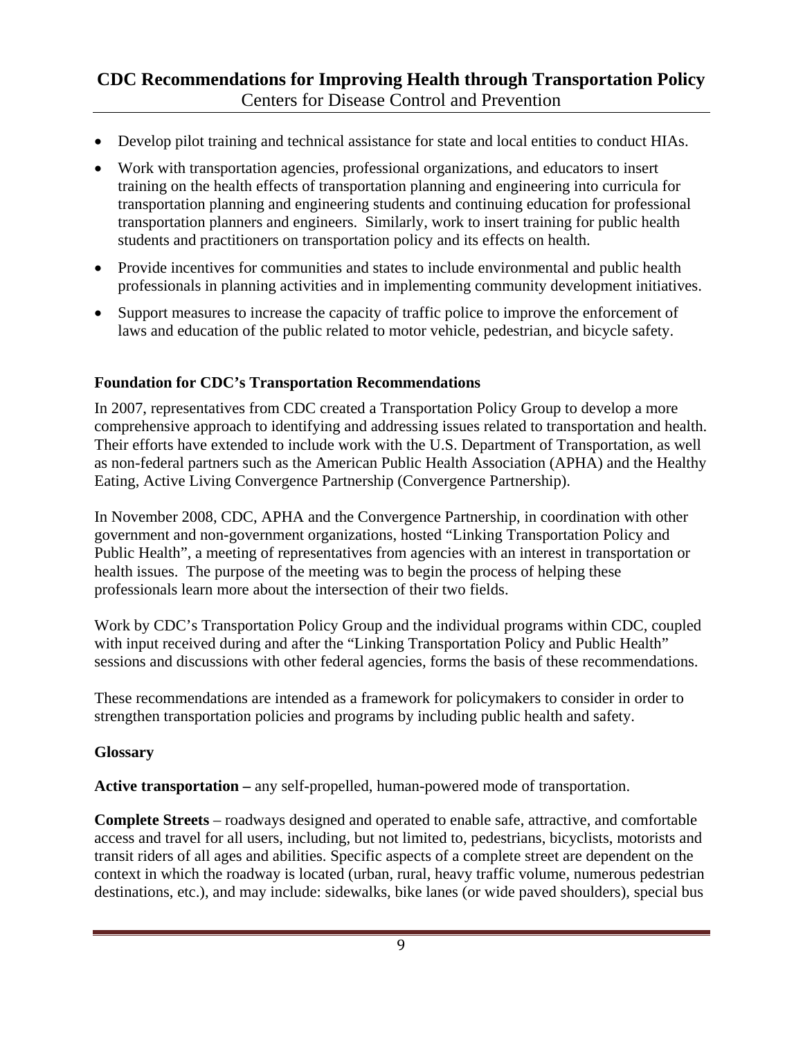- Develop pilot training and technical assistance for state and local entities to conduct HIAs.
- Work with transportation agencies, professional organizations, and educators to insert training on the health effects of transportation planning and engineering into curricula for transportation planning and engineering students and continuing education for professional transportation planners and engineers. Similarly, work to insert training for public health students and practitioners on transportation policy and its effects on health.
- Provide incentives for communities and states to include environmental and public health professionals in planning activities and in implementing community development initiatives.
- Support measures to increase the capacity of traffic police to improve the enforcement of laws and education of the public related to motor vehicle, pedestrian, and bicycle safety.

**Foundation for CDC's Transportation Recommendations**

In 2007, representatives from CDC created a Transportation Policy Group to develop a more comprehensive approach to identifying and addressing issues related to transportation and health. Their efforts have extended to include work with the U.S. Department of Transportation, as well as non-federal partners such as the American Public Health Association (APHA) and the Healthy Eating, Active Living Convergence Partnership (Convergence Partnership).

In November 2008, CDC, APHA and the Convergence Partnership, in coordination with other government and non-government organizations, hosted "Linking Transportation Policy and Public Health", a meeting of representatives from agencies with an interest in transportation or health issues. The purpose of the meeting was to begin the process of helping these professionals learn more about the intersection of their two fields.

Work by CDC's Transportation Policy Group and the individual programs within CDC, coupled with input received during and after the "Linking Transportation Policy and Public Health" sessions and discussions with other federal agencies, forms the basis of these recommendations.

These recommendations are intended as a framework for policymakers to consider in order to strengthen transportation policies and programs by including public health and safety.

**Glossary**

**Active transportation –** any self-propelled, human-powered mode of transportation.

**Complete Streets** – roadways designed and operated to enable safe, attractive, and comfortable access and travel for all users, including, but not limited to, pedestrians, bicyclists, motorists and transit riders of all ages and abilities. Specific aspects of a complete street are dependent on the context in which the roadway is located (urban, rural, heavy traffic volume, numerous pedestrian destinations, etc.), and may include: sidewalks, bike lanes (or wide paved shoulders), special bus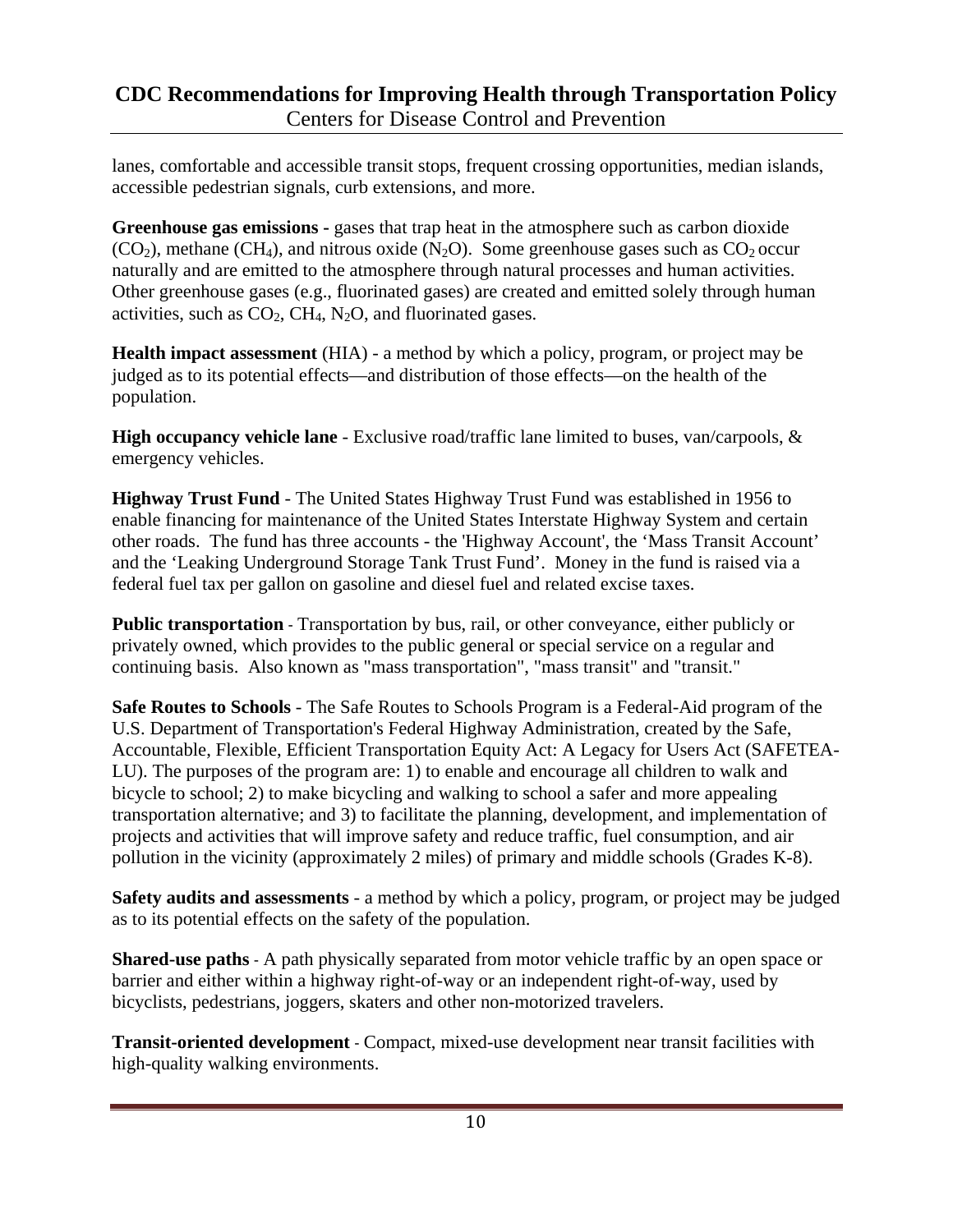lanes, comfortable and accessible transit stops, frequent crossing opportunities, median islands, accessible pedestrian signals, curb extensions, and more.

**Greenhouse gas emissions -** gases that trap heat in the atmosphere such as carbon dioxide ($CO_2$), methane ($CH_4$), and nitrous oxide ($N_2O$). Some greenhouse gases such as $CO_2$ occur naturally and are emitted to the atmosphere through natural processes and human activities. Other greenhouse gases (e.g., fluorinated gases) are created and emitted solely through human activities, such as $CO_2$, $CH_4$, $N_2O$, and fluorinated gases.

**Health impact assessment** (HIA) - a method by which a policy, program, or project may be judged as to its potential effects—and distribution of those effects—on the health of the population.

**High occupancy vehicle lane** - Exclusive road/traffic lane limited to buses, van/carpools, & emergency vehicles.

**Highway Trust Fund** - The United States Highway Trust Fund was established in 1956 to enable financing for maintenance of the United States Interstate Highway System and certain other roads. The fund has three accounts - the 'Highway Account', the 'Mass Transit Account' and the 'Leaking Underground Storage Tank Trust Fund'. Money in the fund is raised via a federal fuel tax per gallon on gasoline and diesel fuel and related excise taxes.

**Public transportation** - Transportation by bus, rail, or other conveyance, either publicly or privately owned, which provides to the public general or special service on a regular and continuing basis. Also known as "mass transportation", "mass transit" and "transit."

**Safe Routes to Schools** - The Safe Routes to Schools Program is a Federal-Aid program of the U.S. Department of Transportation's Federal Highway Administration, created by the Safe, Accountable, Flexible, Efficient Transportation Equity Act: A Legacy for Users Act (SAFETEA-LU). The purposes of the program are: 1) to enable and encourage all children to walk and bicycle to school; 2) to make bicycling and walking to school a safer and more appealing transportation alternative; and 3) to facilitate the planning, development, and implementation of projects and activities that will improve safety and reduce traffic, fuel consumption, and air pollution in the vicinity (approximately 2 miles) of primary and middle schools (Grades K-8).

**Safety audits and assessments** - a method by which a policy, program, or project may be judged as to its potential effects on the safety of the population.

**Shared-use paths** - A path physically separated from motor vehicle traffic by an open space or barrier and either within a highway right-of-way or an independent right-of-way, used by bicyclists, pedestrians, joggers, skaters and other non-motorized travelers.

**Transit-oriented development** - Compact, mixed-use development near transit facilities with high-quality walking environments.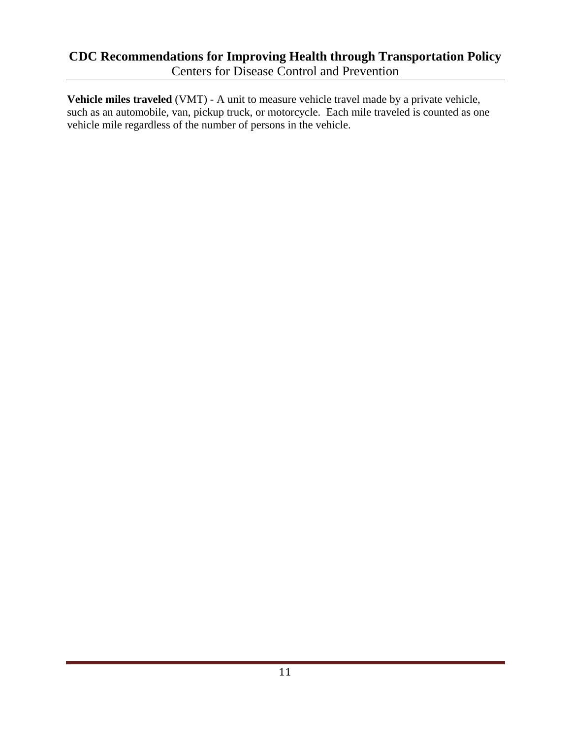**Vehicle miles traveled** (VMT) - A unit to measure vehicle travel made by a private vehicle, such as an automobile, van, pickup truck, or motorcycle. Each mile traveled is counted as one vehicle mile regardless of the number of persons in the vehicle.